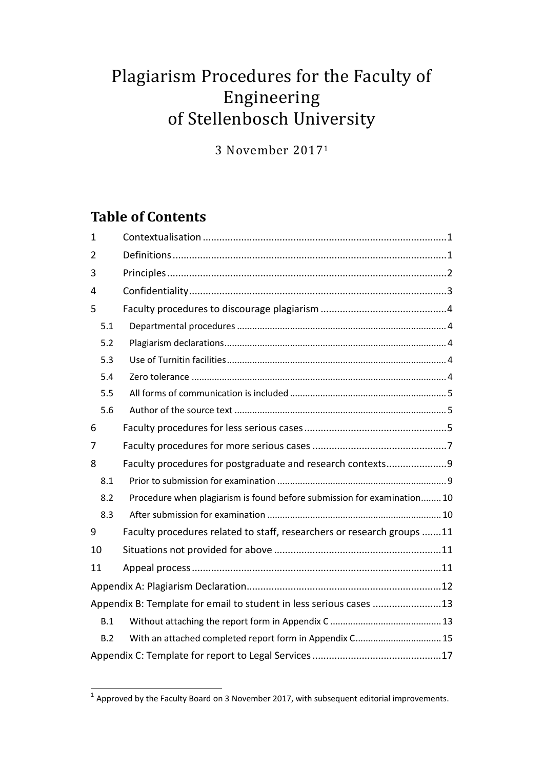# Plagiarism Procedures for the Faculty of Engineering of Stellenbosch University

3 November 2017[1]

## Table of Contents

| | | |
|---|---|---|
| 1 | Contextualisation | 1 |
| 2 | Definitions | 1 |
| 3 | Principles | 2 |
| 4 | Confidentiality | 3 |
| 5 | Faculty procedures to discourage plagiarism | 4 |
| 5.1 | Departmental procedures | 4 |
| 5.2 | Plagiarism declarations | 4 |
| 5.3 | Use of Turnitin facilities | 4 |
| 5.4 | Zero tolerance | 4 |
| 5.5 | All forms of communication is included | 5 |
| 5.6 | Author of the source text | 5 |
| 6 | Faculty procedures for less serious cases | 5 |
| 7 | Faculty procedures for more serious cases | 7 |
| 8 | Faculty procedures for postgraduate and research contexts | 9 |
| 8.1 | Prior to submission for examination | 9 |
| 8.2 | Procedure when plagiarism is found before submission for examination | 10 |
| 8.3 | After submission for examination | 10 |
| 9 | Faculty procedures related to staff, researchers or research groups | 11 |
| 10 | Situations not provided for above | 11 |
| 11 | Appeal process | 11 |
| Appendix A: Plagiarism Declaration | | 12 |
| Appendix B: Template for email to student in less serious cases | | 13 |
| B.1 | Without attaching the report form in Appendix C | 13 |
| B.2 | With an attached completed report form in Appendix C | 15 |
| Appendix C: Template for report to Legal Services | | 17 |

[1] Approved by the Faculty Board on 3 November 2017, with subsequent editorial improvements.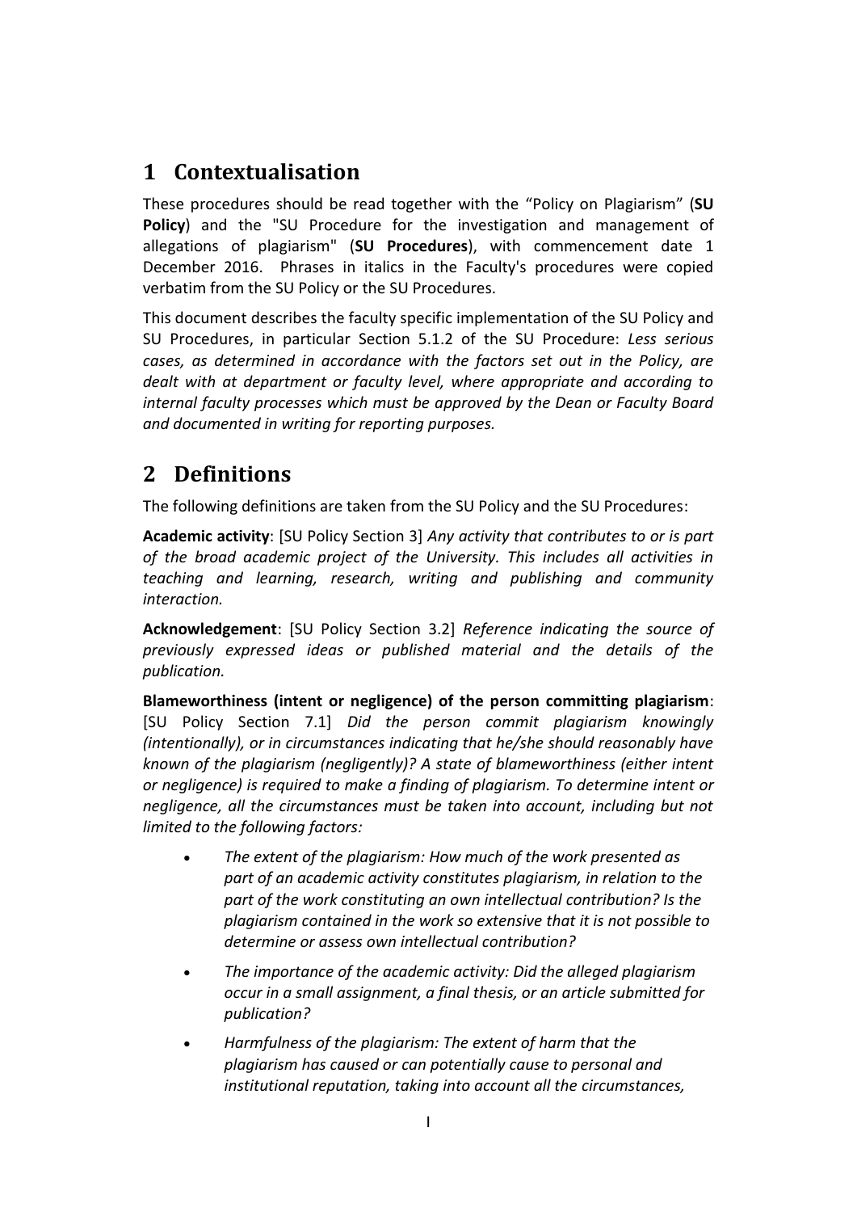# 1 Contextualisation

These procedures should be read together with the "Policy on Plagiarism" (**SU Policy**) and the "SU Procedure for the investigation and management of allegations of plagiarism" (**SU Procedures**), with commencement date 1 December 2016. Phrases in italics in the Faculty's procedures were copied verbatim from the SU Policy or the SU Procedures.

This document describes the faculty specific implementation of the SU Policy and SU Procedures, in particular Section 5.1.2 of the SU Procedure: *Less serious cases, as determined in accordance with the factors set out in the Policy, are dealt with at department or faculty level, where appropriate and according to internal faculty processes which must be approved by the Dean or Faculty Board and documented in writing for reporting purposes.*

# 2 Definitions

The following definitions are taken from the SU Policy and the SU Procedures:

**Academic activity**: [SU Policy Section 3] *Any activity that contributes to or is part of the broad academic project of the University. This includes all activities in teaching and learning, research, writing and publishing and community interaction.*

**Acknowledgement**: [SU Policy Section 3.2] *Reference indicating the source of previously expressed ideas or published material and the details of the publication.*

**Blameworthiness (intent or negligence) of the person committing plagiarism**: [SU Policy Section 7.1] *Did the person commit plagiarism knowingly (intentionally), or in circumstances indicating that he/she should reasonably have known of the plagiarism (negligently)? A state of blameworthiness (either intent or negligence) is required to make a finding of plagiarism. To determine intent or negligence, all the circumstances must be taken into account, including but not limited to the following factors:*

- *The extent of the plagiarism: How much of the work presented as part of an academic activity constitutes plagiarism, in relation to the part of the work constituting an own intellectual contribution? Is the plagiarism contained in the work so extensive that it is not possible to determine or assess own intellectual contribution?*
- *The importance of the academic activity: Did the alleged plagiarism occur in a small assignment, a final thesis, or an article submitted for publication?*
- *Harmfulness of the plagiarism: The extent of harm that the plagiarism has caused or can potentially cause to personal and institutional reputation, taking into account all the circumstances,*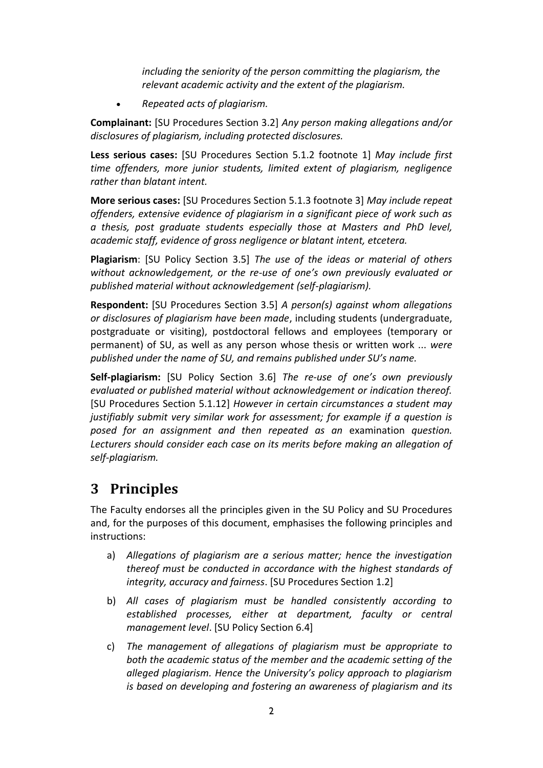*including the seniority of the person committing the plagiarism, the relevant academic activity and the extent of the plagiarism.*

- *Repeated acts of plagiarism.*

**Complainant:** [SU Procedures Section 3.2] *Any person making allegations and/or disclosures of plagiarism, including protected disclosures.*

**Less serious cases:** [SU Procedures Section 5.1.2 footnote 1] *May include first time offenders, more junior students, limited extent of plagiarism, negligence rather than blatant intent.*

**More serious cases:** [SU Procedures Section 5.1.3 footnote 3] *May include repeat offenders, extensive evidence of plagiarism in a significant piece of work such as a thesis, post graduate students especially those at Masters and PhD level, academic staff, evidence of gross negligence or blatant intent, etcetera.*

**Plagiarism**: [SU Policy Section 3.5] *The use of the ideas or material of others without acknowledgement, or the re-use of one's own previously evaluated or published material without acknowledgement (self-plagiarism).*

**Respondent:** [SU Procedures Section 3.5] *A person(s) against whom allegations or disclosures of plagiarism have been made*, including students (undergraduate, postgraduate or visiting), postdoctoral fellows and employees (temporary or permanent) of SU, as well as any person whose thesis or written work ... *were published under the name of SU, and remains published under SU's name.*

**Self-plagiarism:** [SU Policy Section 3.6] *The re-use of one's own previously evaluated or published material without acknowledgement or indication thereof.* [SU Procedures Section 5.1.12] *However in certain circumstances a student may justifiably submit very similar work for assessment; for example if a question is posed for an assignment and then repeated as an* examination *question. Lecturers should consider each case on its merits before making an allegation of self-plagiarism.*

# 3 Principles

The Faculty endorses all the principles given in the SU Policy and SU Procedures and, for the purposes of this document, emphasises the following principles and instructions:

a) *Allegations of plagiarism are a serious matter; hence the investigation thereof must be conducted in accordance with the highest standards of integrity, accuracy and fairness*. [SU Procedures Section 1.2]

b) *All cases of plagiarism must be handled consistently according to established processes, either at department, faculty or central management level*. [SU Policy Section 6.4]

c) *The management of allegations of plagiarism must be appropriate to both the academic status of the member and the academic setting of the alleged plagiarism. Hence the University's policy approach to plagiarism is based on developing and fostering an awareness of plagiarism and its*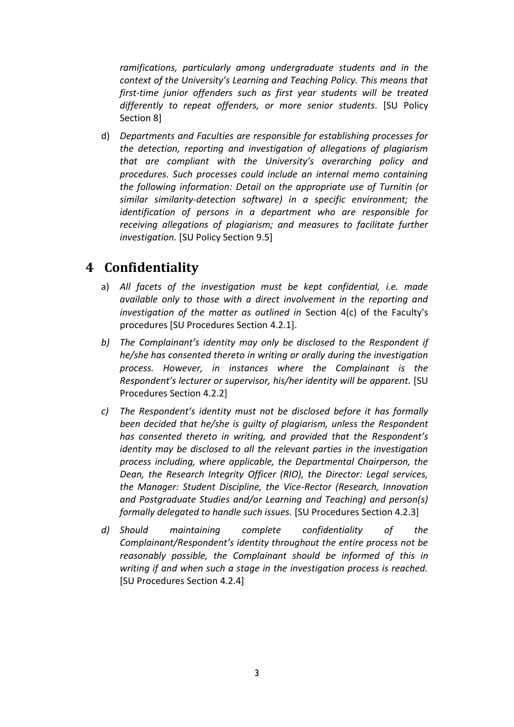*ramifications, particularly among undergraduate students and in the context of the University's Learning and Teaching Policy. This means that first-time junior offenders such as first year students will be treated differently to repeat offenders, or more senior students*. [SU Policy Section 8]

d) *Departments and Faculties are responsible for establishing processes for the detection, reporting and investigation of allegations of plagiarism that are compliant with the University's overarching policy and procedures. Such processes could include an internal memo containing the following information: Detail on the appropriate use of Turnitin (or similar similarity-detection software) in a specific environment; the identification of persons in a department who are responsible for receiving allegations of plagiarism; and measures to facilitate further investigation.* [SU Policy Section 9.5]

# 4 Confidentiality

a) *All facets of the investigation must be kept confidential, i.e. made available only to those with a direct involvement in the reporting and investigation of the matter as outlined in* Section 4(c) of the Faculty's procedures [SU Procedures Section 4.2.1].

*b) The Complainant's identity may only be disclosed to the Respondent if he/she has consented thereto in writing or orally during the investigation process. However, in instances where the Complainant is the Respondent's lecturer or supervisor, his/her identity will be apparent.* [SU Procedures Section 4.2.2]

*c) The Respondent's identity must not be disclosed before it has formally been decided that he/she is guilty of plagiarism, unless the Respondent has consented thereto in writing, and provided that the Respondent's identity may be disclosed to all the relevant parties in the investigation process including, where applicable, the Departmental Chairperson, the Dean, the Research Integrity Officer (RIO), the Director: Legal services, the Manager: Student Discipline, the Vice-Rector (Research, Innovation and Postgraduate Studies and/or Learning and Teaching) and person(s) formally delegated to handle such issues.* [SU Procedures Section 4.2.3]

*d) Should maintaining complete confidentiality of the Complainant/Respondent's identity throughout the entire process not be reasonably possible, the Complainant should be informed of this in writing if and when such a stage in the investigation process is reached.* [SU Procedures Section 4.2.4]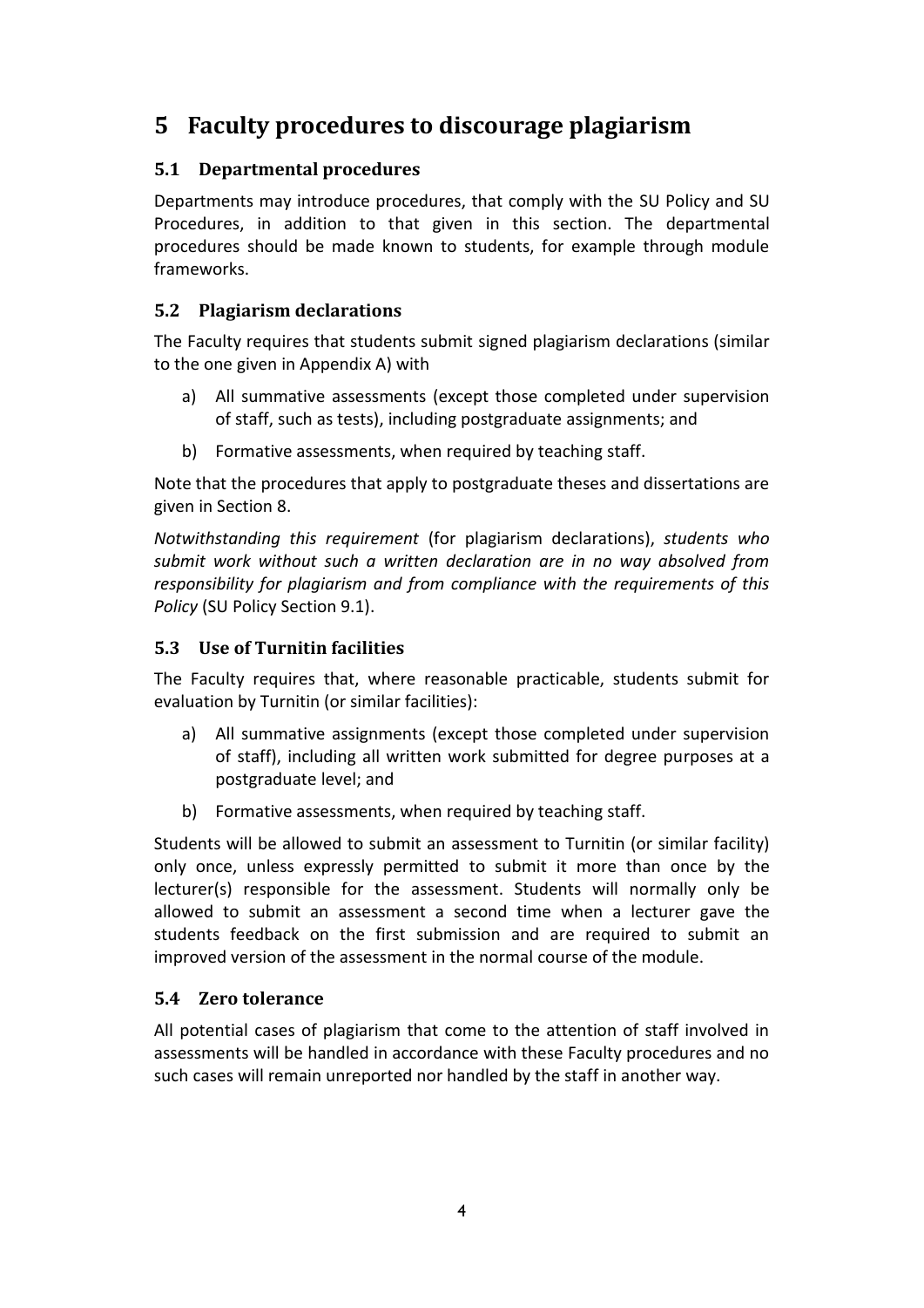# 5 Faculty procedures to discourage plagiarism

## 5.1 Departmental procedures

Departments may introduce procedures, that comply with the SU Policy and SU Procedures, in addition to that given in this section. The departmental procedures should be made known to students, for example through module frameworks.

## 5.2 Plagiarism declarations

The Faculty requires that students submit signed plagiarism declarations (similar to the one given in Appendix A) with

a) All summative assessments (except those completed under supervision of staff, such as tests), including postgraduate assignments; and

b) Formative assessments, when required by teaching staff.

Note that the procedures that apply to postgraduate theses and dissertations are given in Section 8.

*Notwithstanding this requirement* (for plagiarism declarations), *students who submit work without such a written declaration are in no way absolved from responsibility for plagiarism and from compliance with the requirements of this Policy* (SU Policy Section 9.1).

## 5.3 Use of Turnitin facilities

The Faculty requires that, where reasonable practicable, students submit for evaluation by Turnitin (or similar facilities):

a) All summative assignments (except those completed under supervision of staff), including all written work submitted for degree purposes at a postgraduate level; and

b) Formative assessments, when required by teaching staff.

Students will be allowed to submit an assessment to Turnitin (or similar facility) only once, unless expressly permitted to submit it more than once by the lecturer(s) responsible for the assessment. Students will normally only be allowed to submit an assessment a second time when a lecturer gave the students feedback on the first submission and are required to submit an improved version of the assessment in the normal course of the module.

## 5.4 Zero tolerance

All potential cases of plagiarism that come to the attention of staff involved in assessments will be handled in accordance with these Faculty procedures and no such cases will remain unreported nor handled by the staff in another way.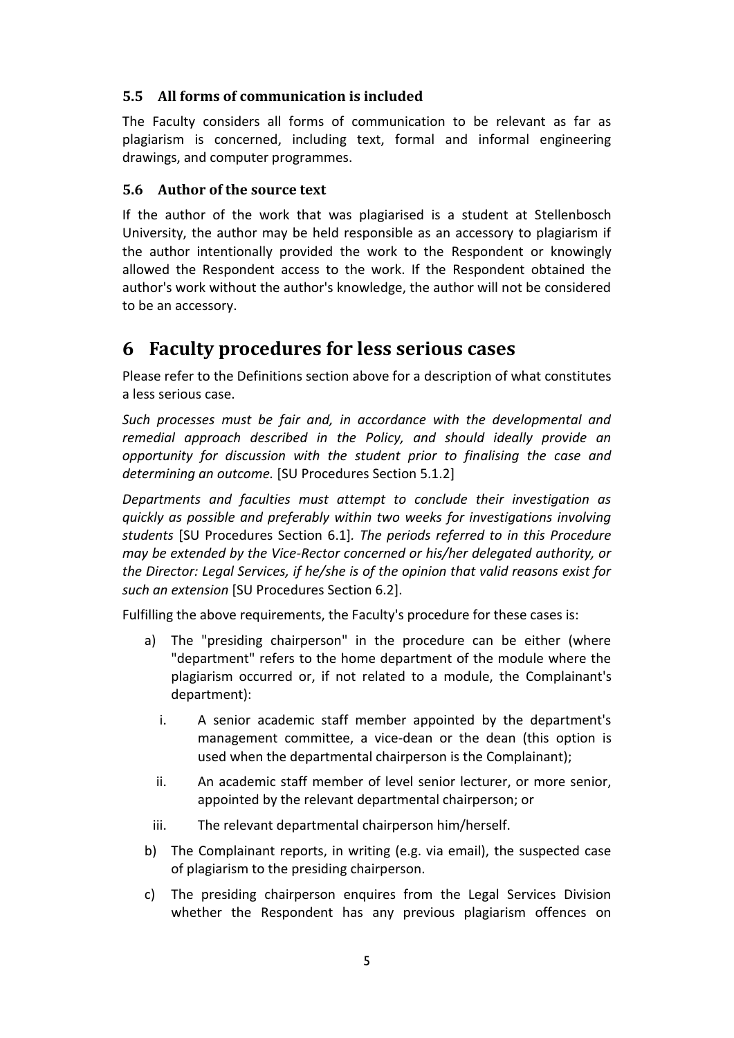### 5.5 All forms of communication is included

The Faculty considers all forms of communication to be relevant as far as plagiarism is concerned, including text, formal and informal engineering drawings, and computer programmes.

### 5.6 Author of the source text

If the author of the work that was plagiarised is a student at Stellenbosch University, the author may be held responsible as an accessory to plagiarism if the author intentionally provided the work to the Respondent or knowingly allowed the Respondent access to the work. If the Respondent obtained the author's work without the author's knowledge, the author will not be considered to be an accessory.

# 6 Faculty procedures for less serious cases

Please refer to the Definitions section above for a description of what constitutes a less serious case.

*Such processes must be fair and, in accordance with the developmental and remedial approach described in the Policy, and should ideally provide an opportunity for discussion with the student prior to finalising the case and determining an outcome.* [SU Procedures Section 5.1.2]

*Departments and faculties must attempt to conclude their investigation as quickly as possible and preferably within two weeks for investigations involving students* [SU Procedures Section 6.1]. *The periods referred to in this Procedure may be extended by the Vice-Rector concerned or his/her delegated authority, or the Director: Legal Services, if he/she is of the opinion that valid reasons exist for such an extension* [SU Procedures Section 6.2].

Fulfilling the above requirements, the Faculty's procedure for these cases is:

a) The "presiding chairperson" in the procedure can be either (where "department" refers to the home department of the module where the plagiarism occurred or, if not related to a module, the Complainant's department):

   i. A senior academic staff member appointed by the department's management committee, a vice-dean or the dean (this option is used when the departmental chairperson is the Complainant);

   ii. An academic staff member of level senior lecturer, or more senior, appointed by the relevant departmental chairperson; or

   iii. The relevant departmental chairperson him/herself.

b) The Complainant reports, in writing (e.g. via email), the suspected case of plagiarism to the presiding chairperson.

c) The presiding chairperson enquires from the Legal Services Division whether the Respondent has any previous plagiarism offences on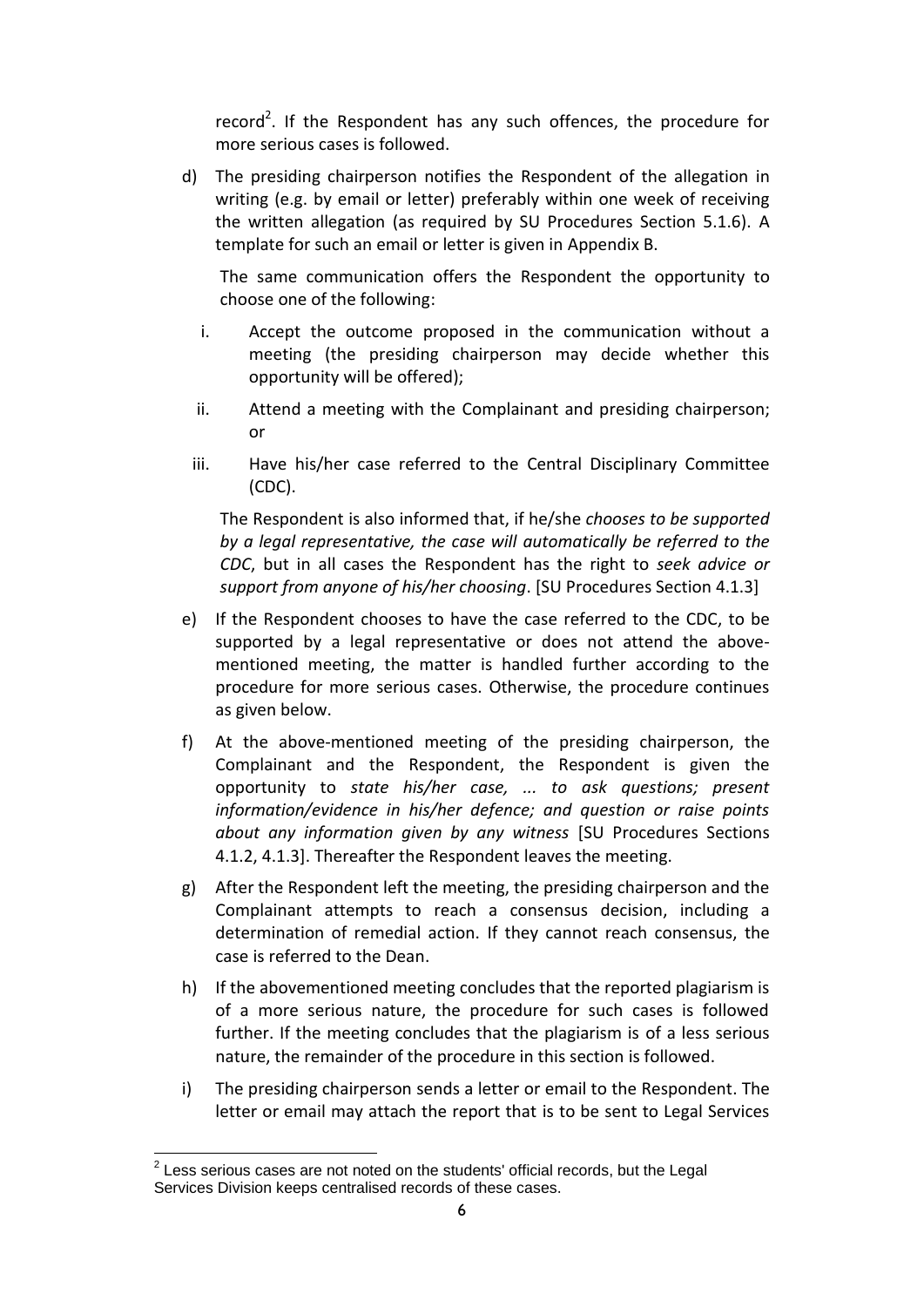record[2]. If the Respondent has any such offences, the procedure for more serious cases is followed.

d) The presiding chairperson notifies the Respondent of the allegation in writing (e.g. by email or letter) preferably within one week of receiving the written allegation (as required by SU Procedures Section 5.1.6). A template for such an email or letter is given in Appendix B.

   The same communication offers the Respondent the opportunity to choose one of the following:

   i. Accept the outcome proposed in the communication without a meeting (the presiding chairperson may decide whether this opportunity will be offered);

   ii. Attend a meeting with the Complainant and presiding chairperson; or

   iii. Have his/her case referred to the Central Disciplinary Committee (CDC).

   The Respondent is also informed that, if he/she *chooses to be supported by a legal representative, the case will automatically be referred to the CDC*, but in all cases the Respondent has the right to *seek advice or support from anyone of his/her choosing*. [SU Procedures Section 4.1.3]

e) If the Respondent chooses to have the case referred to the CDC, to be supported by a legal representative or does not attend the above-mentioned meeting, the matter is handled further according to the procedure for more serious cases. Otherwise, the procedure continues as given below.

f) At the above-mentioned meeting of the presiding chairperson, the Complainant and the Respondent, the Respondent is given the opportunity to *state his/her case, ... to ask questions; present information/evidence in his/her defence; and question or raise points about any information given by any witness* [SU Procedures Sections 4.1.2, 4.1.3]. Thereafter the Respondent leaves the meeting.

g) After the Respondent left the meeting, the presiding chairperson and the Complainant attempts to reach a consensus decision, including a determination of remedial action. If they cannot reach consensus, the case is referred to the Dean.

h) If the abovementioned meeting concludes that the reported plagiarism is of a more serious nature, the procedure for such cases is followed further. If the meeting concludes that the plagiarism is of a less serious nature, the remainder of the procedure in this section is followed.

i) The presiding chairperson sends a letter or email to the Respondent. The letter or email may attach the report that is to be sent to Legal Services

[2] Less serious cases are not noted on the students' official records, but the Legal Services Division keeps centralised records of these cases.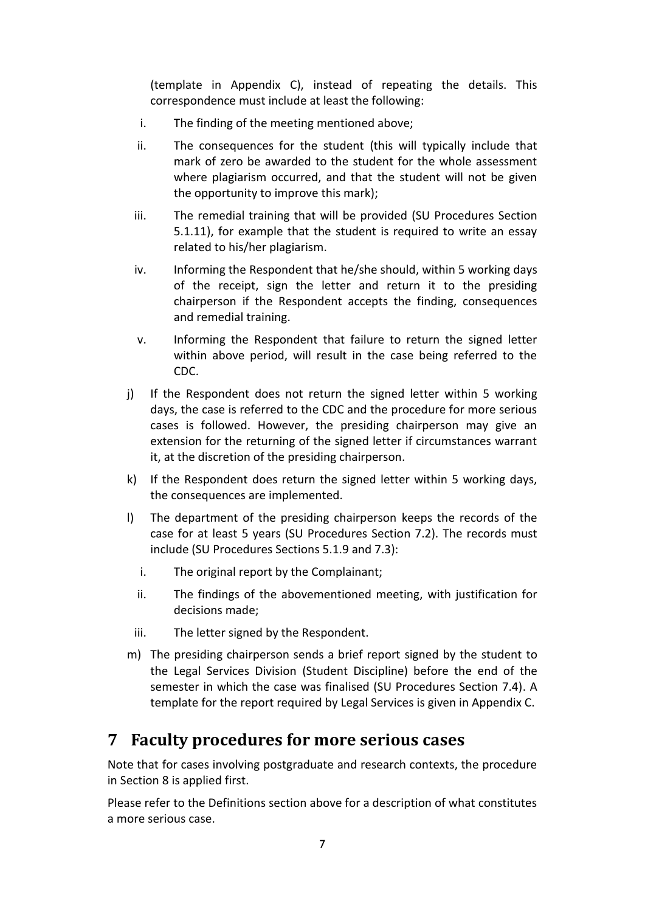(template in Appendix C), instead of repeating the details. This correspondence must include at least the following:

i. The finding of the meeting mentioned above;

ii. The consequences for the student (this will typically include that mark of zero be awarded to the student for the whole assessment where plagiarism occurred, and that the student will not be given the opportunity to improve this mark);

iii. The remedial training that will be provided (SU Procedures Section 5.1.11), for example that the student is required to write an essay related to his/her plagiarism.

iv. Informing the Respondent that he/she should, within 5 working days of the receipt, sign the letter and return it to the presiding chairperson if the Respondent accepts the finding, consequences and remedial training.

v. Informing the Respondent that failure to return the signed letter within above period, will result in the case being referred to the CDC.

j) If the Respondent does not return the signed letter within 5 working days, the case is referred to the CDC and the procedure for more serious cases is followed. However, the presiding chairperson may give an extension for the returning of the signed letter if circumstances warrant it, at the discretion of the presiding chairperson.

k) If the Respondent does return the signed letter within 5 working days, the consequences are implemented.

l) The department of the presiding chairperson keeps the records of the case for at least 5 years (SU Procedures Section 7.2). The records must include (SU Procedures Sections 5.1.9 and 7.3):

   i. The original report by the Complainant;

   ii. The findings of the abovementioned meeting, with justification for decisions made;

   iii. The letter signed by the Respondent.

m) The presiding chairperson sends a brief report signed by the student to the Legal Services Division (Student Discipline) before the end of the semester in which the case was finalised (SU Procedures Section 7.4). A template for the report required by Legal Services is given in Appendix C.

# 7 Faculty procedures for more serious cases

Note that for cases involving postgraduate and research contexts, the procedure in Section 8 is applied first.

Please refer to the Definitions section above for a description of what constitutes a more serious case.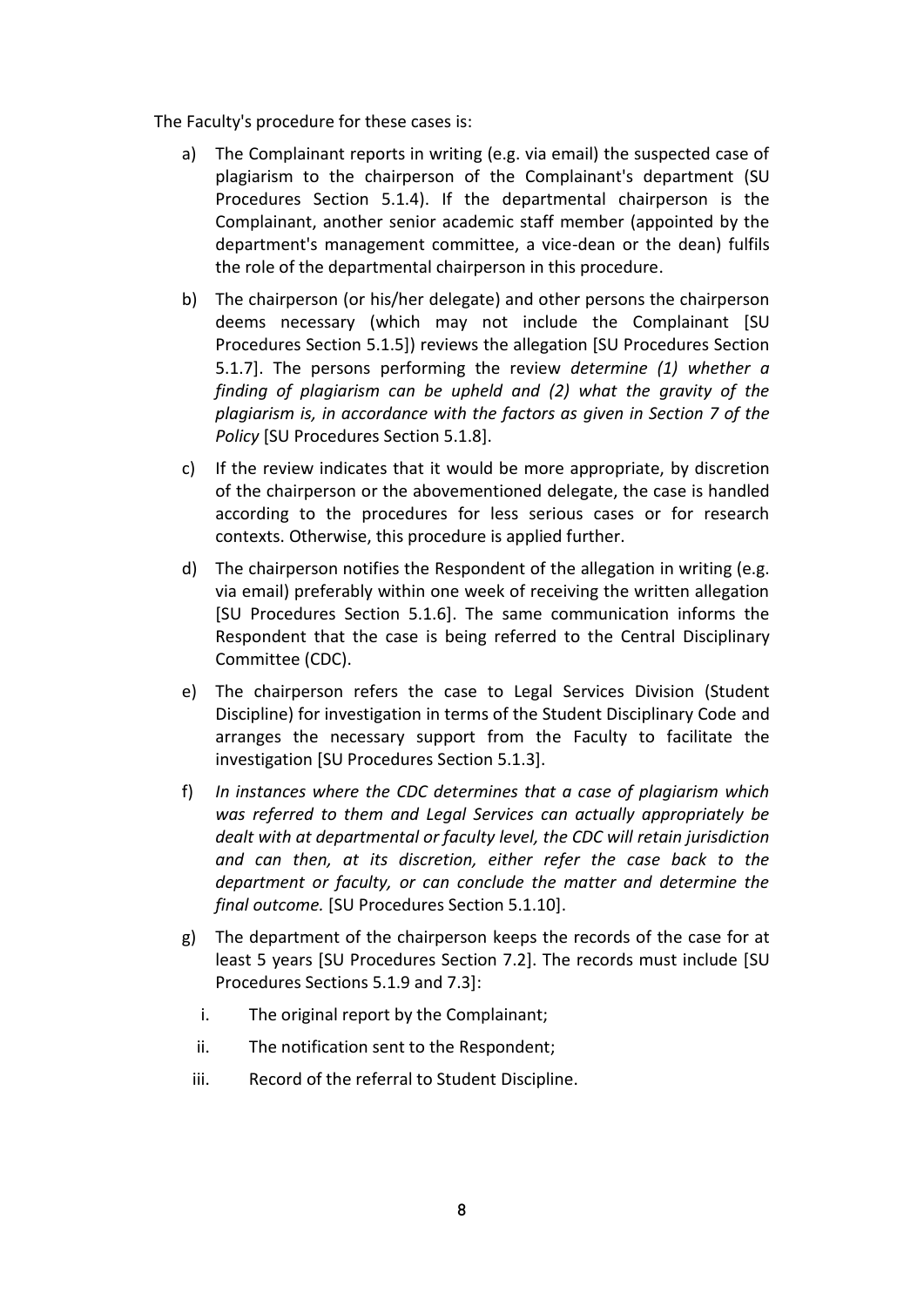The Faculty's procedure for these cases is:

a) The Complainant reports in writing (e.g. via email) the suspected case of plagiarism to the chairperson of the Complainant's department (SU Procedures Section 5.1.4). If the departmental chairperson is the Complainant, another senior academic staff member (appointed by the department's management committee, a vice-dean or the dean) fulfils the role of the departmental chairperson in this procedure.

b) The chairperson (or his/her delegate) and other persons the chairperson deems necessary (which may not include the Complainant [SU Procedures Section 5.1.5]) reviews the allegation [SU Procedures Section 5.1.7]. The persons performing the review *determine (1) whether a finding of plagiarism can be upheld and (2) what the gravity of the plagiarism is, in accordance with the factors as given in Section 7 of the Policy* [SU Procedures Section 5.1.8].

c) If the review indicates that it would be more appropriate, by discretion of the chairperson or the abovementioned delegate, the case is handled according to the procedures for less serious cases or for research contexts. Otherwise, this procedure is applied further.

d) The chairperson notifies the Respondent of the allegation in writing (e.g. via email) preferably within one week of receiving the written allegation [SU Procedures Section 5.1.6]. The same communication informs the Respondent that the case is being referred to the Central Disciplinary Committee (CDC).

e) The chairperson refers the case to Legal Services Division (Student Discipline) for investigation in terms of the Student Disciplinary Code and arranges the necessary support from the Faculty to facilitate the investigation [SU Procedures Section 5.1.3].

f) *In instances where the CDC determines that a case of plagiarism which was referred to them and Legal Services can actually appropriately be dealt with at departmental or faculty level, the CDC will retain jurisdiction and can then, at its discretion, either refer the case back to the department or faculty, or can conclude the matter and determine the final outcome.* [SU Procedures Section 5.1.10].

g) The department of the chairperson keeps the records of the case for at least 5 years [SU Procedures Section 7.2]. The records must include [SU Procedures Sections 5.1.9 and 7.3]:

   i. The original report by the Complainant;

   ii. The notification sent to the Respondent;

   iii. Record of the referral to Student Discipline.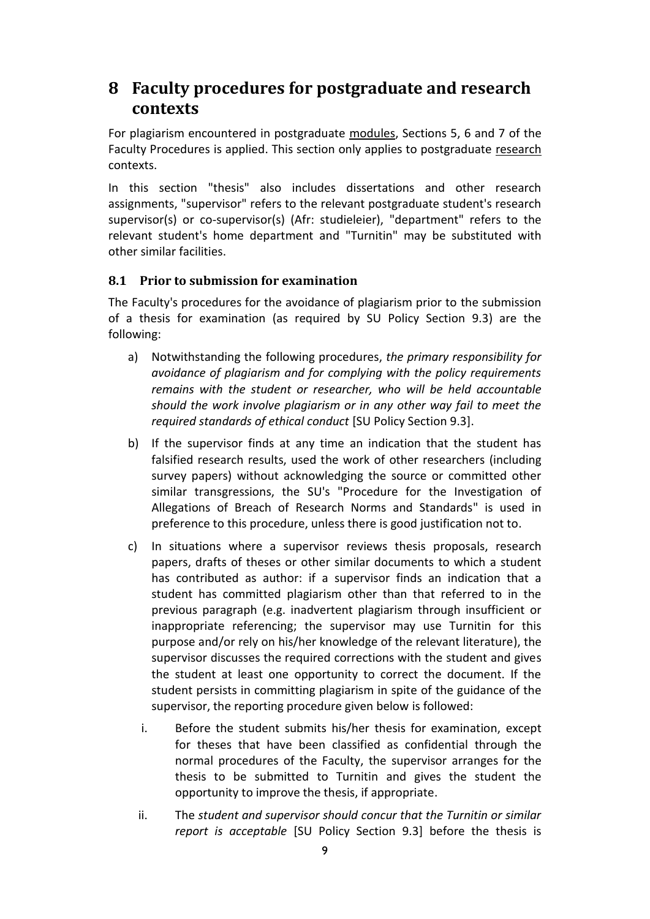# 8 Faculty procedures for postgraduate and research contexts

For plagiarism encountered in postgraduate modules, Sections 5, 6 and 7 of the Faculty Procedures is applied. This section only applies to postgraduate research contexts.

In this section "thesis" also includes dissertations and other research assignments, "supervisor" refers to the relevant postgraduate student's research supervisor(s) or co-supervisor(s) (Afr: studieleier), "department" refers to the relevant student's home department and "Turnitin" may be substituted with other similar facilities.

## 8.1 Prior to submission for examination

The Faculty's procedures for the avoidance of plagiarism prior to the submission of a thesis for examination (as required by SU Policy Section 9.3) are the following:

a) Notwithstanding the following procedures, *the primary responsibility for avoidance of plagiarism and for complying with the policy requirements remains with the student or researcher, who will be held accountable should the work involve plagiarism or in any other way fail to meet the required standards of ethical conduct* [SU Policy Section 9.3].

b) If the supervisor finds at any time an indication that the student has falsified research results, used the work of other researchers (including survey papers) without acknowledging the source or committed other similar transgressions, the SU's "Procedure for the Investigation of Allegations of Breach of Research Norms and Standards" is used in preference to this procedure, unless there is good justification not to.

c) In situations where a supervisor reviews thesis proposals, research papers, drafts of theses or other similar documents to which a student has contributed as author: if a supervisor finds an indication that a student has committed plagiarism other than that referred to in the previous paragraph (e.g. inadvertent plagiarism through insufficient or inappropriate referencing; the supervisor may use Turnitin for this purpose and/or rely on his/her knowledge of the relevant literature), the supervisor discusses the required corrections with the student and gives the student at least one opportunity to correct the document. If the student persists in committing plagiarism in spite of the guidance of the supervisor, the reporting procedure given below is followed:

   i. Before the student submits his/her thesis for examination, except for theses that have been classified as confidential through the normal procedures of the Faculty, the supervisor arranges for the thesis to be submitted to Turnitin and gives the student the opportunity to improve the thesis, if appropriate.

   ii. The *student and supervisor should concur that the Turnitin or similar report is acceptable* [SU Policy Section 9.3] before the thesis is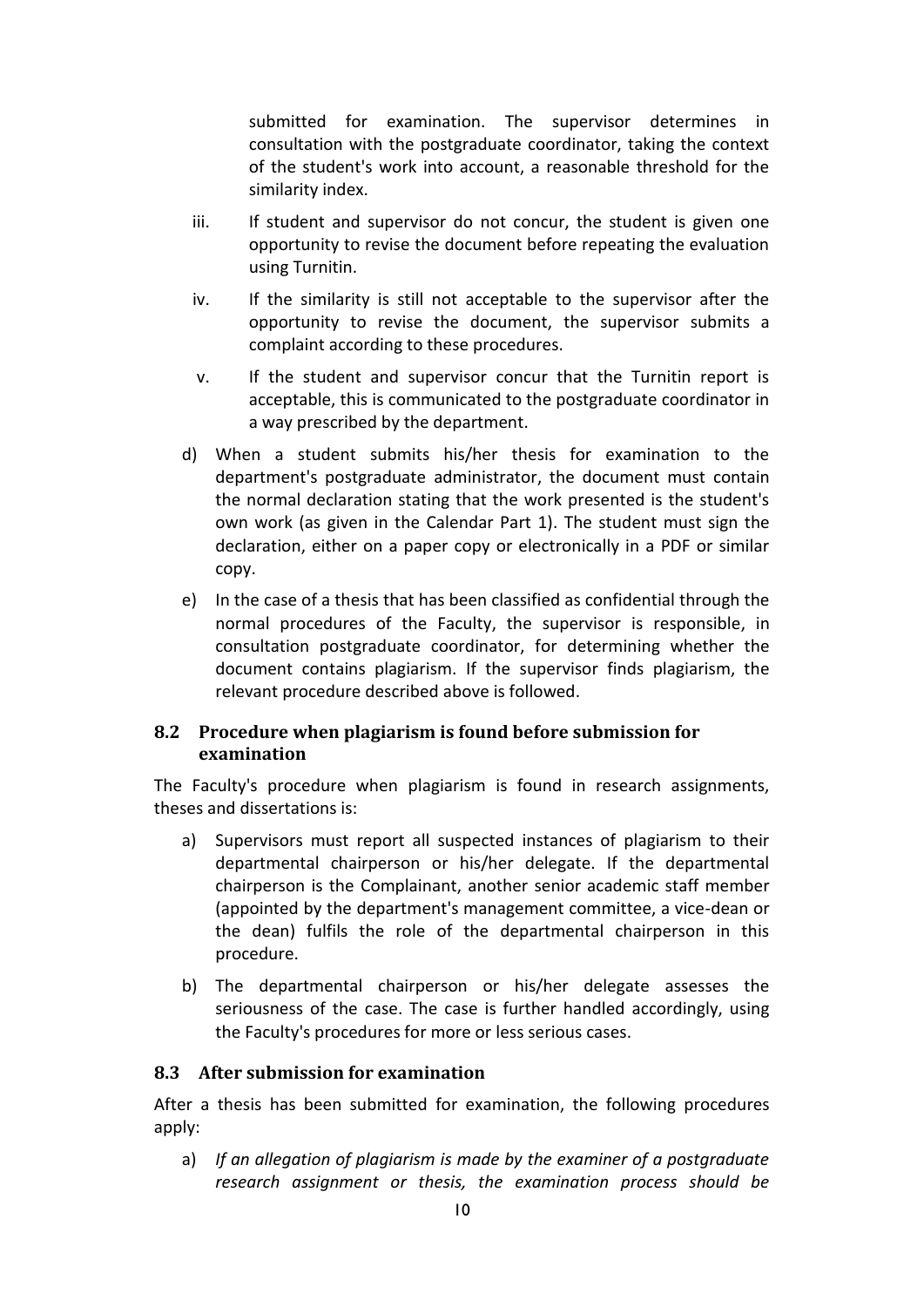submitted for examination. The supervisor determines in consultation with the postgraduate coordinator, taking the context of the student's work into account, a reasonable threshold for the similarity index.

iii. If student and supervisor do not concur, the student is given one opportunity to revise the document before repeating the evaluation using Turnitin.

iv. If the similarity is still not acceptable to the supervisor after the opportunity to revise the document, the supervisor submits a complaint according to these procedures.

v. If the student and supervisor concur that the Turnitin report is acceptable, this is communicated to the postgraduate coordinator in a way prescribed by the department.

d) When a student submits his/her thesis for examination to the department's postgraduate administrator, the document must contain the normal declaration stating that the work presented is the student's own work (as given in the Calendar Part 1). The student must sign the declaration, either on a paper copy or electronically in a PDF or similar copy.

e) In the case of a thesis that has been classified as confidential through the normal procedures of the Faculty, the supervisor is responsible, in consultation postgraduate coordinator, for determining whether the document contains plagiarism. If the supervisor finds plagiarism, the relevant procedure described above is followed.

### 8.2 Procedure when plagiarism is found before submission for examination

The Faculty's procedure when plagiarism is found in research assignments, theses and dissertations is:

a) Supervisors must report all suspected instances of plagiarism to their departmental chairperson or his/her delegate. If the departmental chairperson is the Complainant, another senior academic staff member (appointed by the department's management committee, a vice-dean or the dean) fulfils the role of the departmental chairperson in this procedure.

b) The departmental chairperson or his/her delegate assesses the seriousness of the case. The case is further handled accordingly, using the Faculty's procedures for more or less serious cases.

### 8.3 After submission for examination

After a thesis has been submitted for examination, the following procedures apply:

a) *If an allegation of plagiarism is made by the examiner of a postgraduate research assignment or thesis, the examination process should be*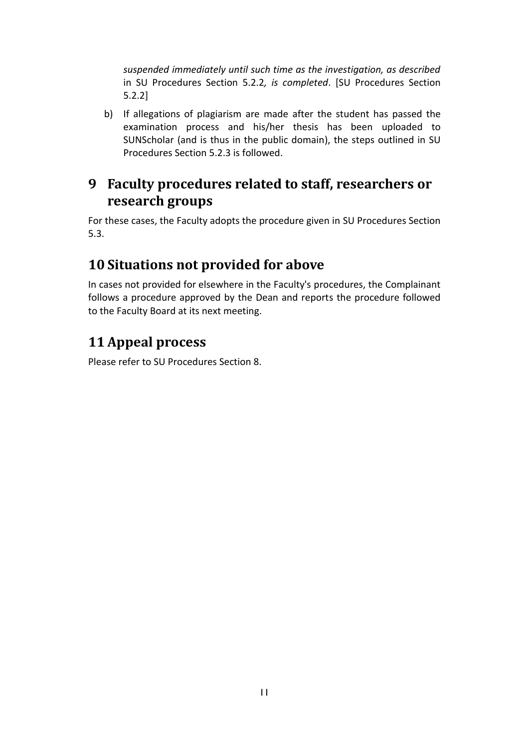*suspended immediately until such time as the investigation, as described* in SU Procedures Section 5.2.2*, is completed*. [SU Procedures Section 5.2.2]

b) If allegations of plagiarism are made after the student has passed the examination process and his/her thesis has been uploaded to SUNScholar (and is thus in the public domain), the steps outlined in SU Procedures Section 5.2.3 is followed.

## 9 Faculty procedures related to staff, researchers or research groups

For these cases, the Faculty adopts the procedure given in SU Procedures Section 5.3.

## 10 Situations not provided for above

In cases not provided for elsewhere in the Faculty's procedures, the Complainant follows a procedure approved by the Dean and reports the procedure followed to the Faculty Board at its next meeting.

## 11 Appeal process

Please refer to SU Procedures Section 8.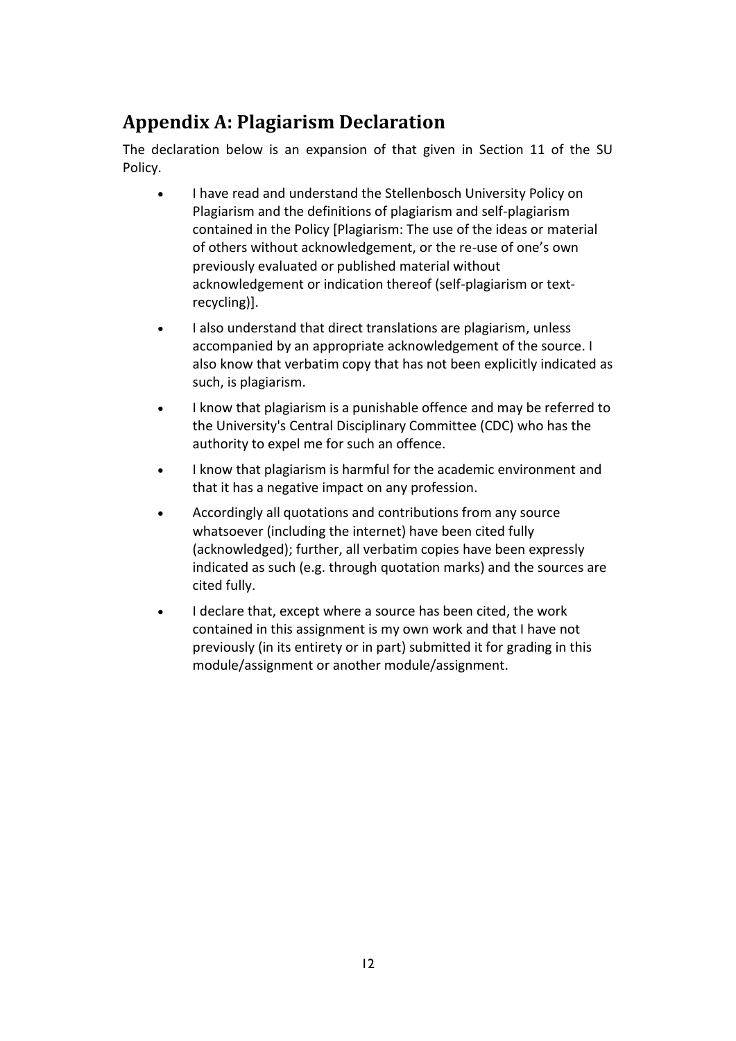## Appendix A: Plagiarism Declaration

The declaration below is an expansion of that given in Section 11 of the SU Policy.

- I have read and understand the Stellenbosch University Policy on Plagiarism and the definitions of plagiarism and self-plagiarism contained in the Policy [Plagiarism: The use of the ideas or material of others without acknowledgement, or the re-use of one's own previously evaluated or published material without acknowledgement or indication thereof (self-plagiarism or text-recycling)].
- I also understand that direct translations are plagiarism, unless accompanied by an appropriate acknowledgement of the source. I also know that verbatim copy that has not been explicitly indicated as such, is plagiarism.
- I know that plagiarism is a punishable offence and may be referred to the University's Central Disciplinary Committee (CDC) who has the authority to expel me for such an offence.
- I know that plagiarism is harmful for the academic environment and that it has a negative impact on any profession.
- Accordingly all quotations and contributions from any source whatsoever (including the internet) have been cited fully (acknowledged); further, all verbatim copies have been expressly indicated as such (e.g. through quotation marks) and the sources are cited fully.
- I declare that, except where a source has been cited, the work contained in this assignment is my own work and that I have not previously (in its entirety or in part) submitted it for grading in this module/assignment or another module/assignment.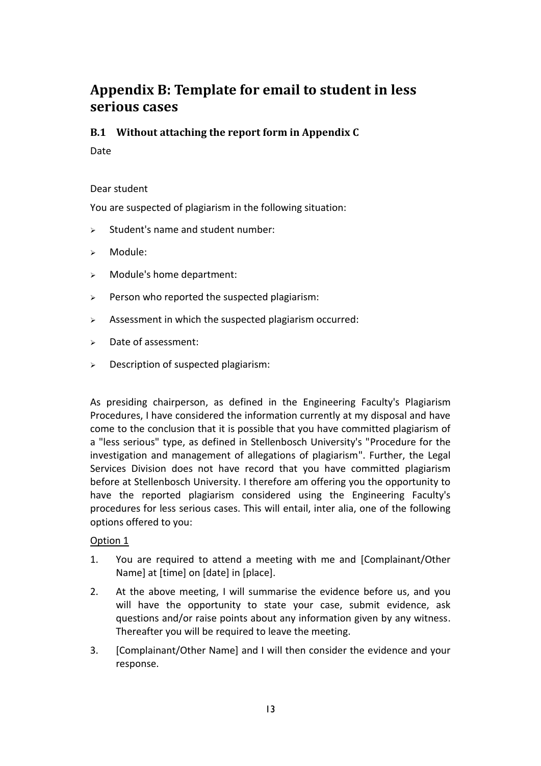# Appendix B: Template for email to student in less serious cases

## B.1 Without attaching the report form in Appendix C

Date

Dear student

You are suspected of plagiarism in the following situation:

- Student's name and student number:
- Module:
- Module's home department:
- Person who reported the suspected plagiarism:
- Assessment in which the suspected plagiarism occurred:
- Date of assessment:
- Description of suspected plagiarism:

As presiding chairperson, as defined in the Engineering Faculty's Plagiarism Procedures, I have considered the information currently at my disposal and have come to the conclusion that it is possible that you have committed plagiarism of a "less serious" type, as defined in Stellenbosch University's "Procedure for the investigation and management of allegations of plagiarism". Further, the Legal Services Division does not have record that you have committed plagiarism before at Stellenbosch University. I therefore am offering you the opportunity to have the reported plagiarism considered using the Engineering Faculty's procedures for less serious cases. This will entail, inter alia, one of the following options offered to you:

<u>Option 1</u>

1. You are required to attend a meeting with me and [Complainant/Other Name] at [time] on [date] in [place].
2. At the above meeting, I will summarise the evidence before us, and you will have the opportunity to state your case, submit evidence, ask questions and/or raise points about any information given by any witness. Thereafter you will be required to leave the meeting.
3. [Complainant/Other Name] and I will then consider the evidence and your response.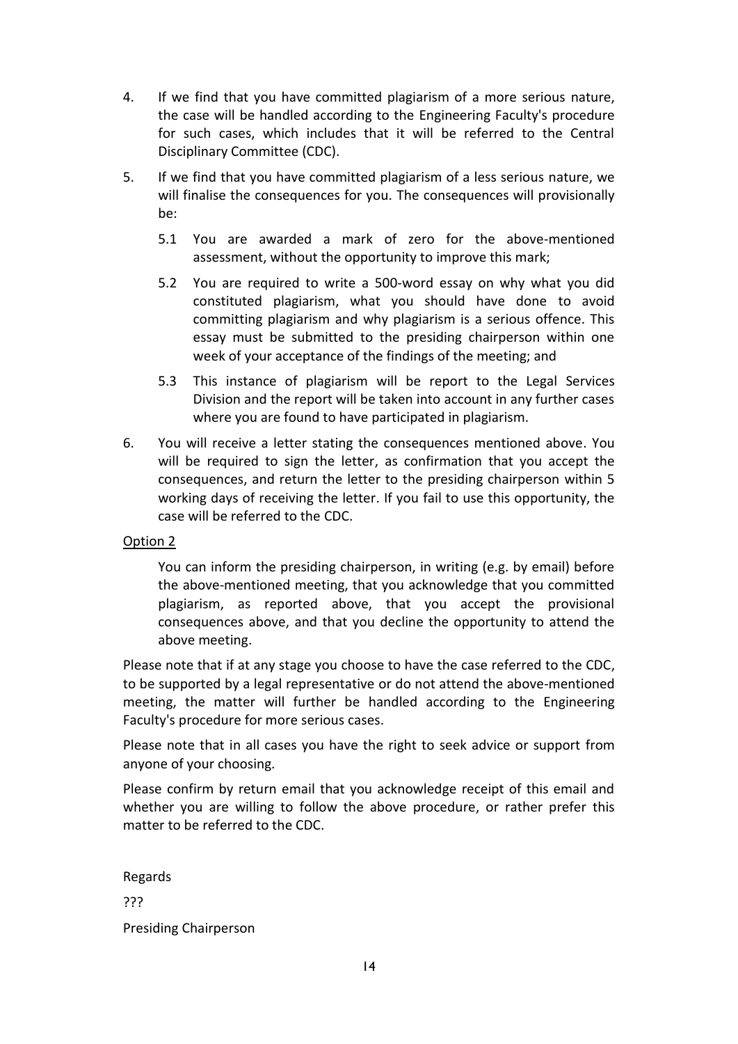4. If we find that you have committed plagiarism of a more serious nature, the case will be handled according to the Engineering Faculty's procedure for such cases, which includes that it will be referred to the Central Disciplinary Committee (CDC).

5. If we find that you have committed plagiarism of a less serious nature, we will finalise the consequences for you. The consequences will provisionally be:

   5.1 You are awarded a mark of zero for the above-mentioned assessment, without the opportunity to improve this mark;

   5.2 You are required to write a 500-word essay on why what you did constituted plagiarism, what you should have done to avoid committing plagiarism and why plagiarism is a serious offence. This essay must be submitted to the presiding chairperson within one week of your acceptance of the findings of the meeting; and

   5.3 This instance of plagiarism will be report to the Legal Services Division and the report will be taken into account in any further cases where you are found to have participated in plagiarism.

6. You will receive a letter stating the consequences mentioned above. You will be required to sign the letter, as confirmation that you accept the consequences, and return the letter to the presiding chairperson within 5 working days of receiving the letter. If you fail to use this opportunity, the case will be referred to the CDC.

<u>Option 2</u>

You can inform the presiding chairperson, in writing (e.g. by email) before the above-mentioned meeting, that you acknowledge that you committed plagiarism, as reported above, that you accept the provisional consequences above, and that you decline the opportunity to attend the above meeting.

Please note that if at any stage you choose to have the case referred to the CDC, to be supported by a legal representative or do not attend the above-mentioned meeting, the matter will further be handled according to the Engineering Faculty's procedure for more serious cases.

Please note that in all cases you have the right to seek advice or support from anyone of your choosing.

Please confirm by return email that you acknowledge receipt of this email and whether you are willing to follow the above procedure, or rather prefer this matter to be referred to the CDC.

Regards

???

Presiding Chairperson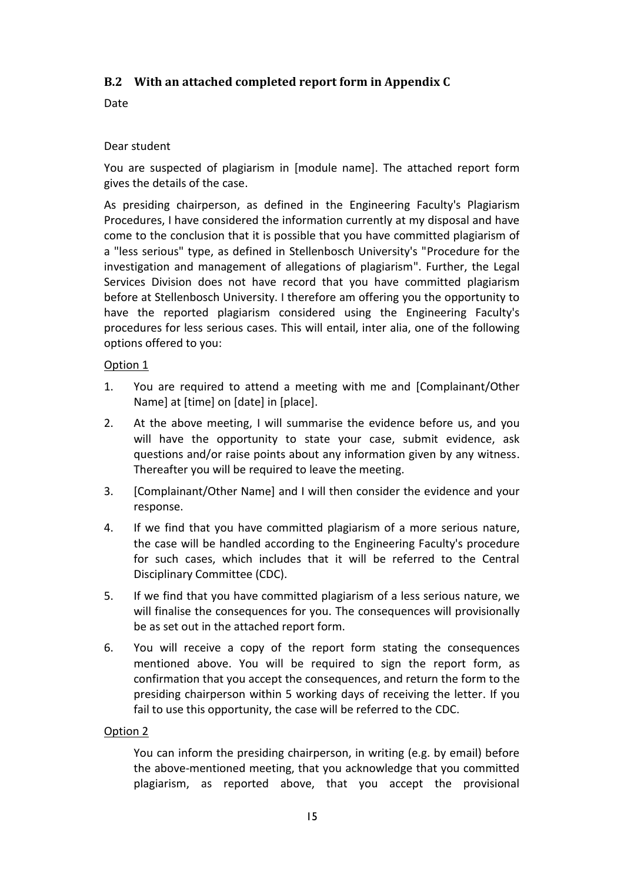## B.2 With an attached completed report form in Appendix C

Date

Dear student

You are suspected of plagiarism in [module name]. The attached report form gives the details of the case.

As presiding chairperson, as defined in the Engineering Faculty's Plagiarism Procedures, I have considered the information currently at my disposal and have come to the conclusion that it is possible that you have committed plagiarism of a "less serious" type, as defined in Stellenbosch University's "Procedure for the investigation and management of allegations of plagiarism". Further, the Legal Services Division does not have record that you have committed plagiarism before at Stellenbosch University. I therefore am offering you the opportunity to have the reported plagiarism considered using the Engineering Faculty's procedures for less serious cases. This will entail, inter alia, one of the following options offered to you:

<u>Option 1</u>

1. You are required to attend a meeting with me and [Complainant/Other Name] at [time] on [date] in [place].
2. At the above meeting, I will summarise the evidence before us, and you will have the opportunity to state your case, submit evidence, ask questions and/or raise points about any information given by any witness. Thereafter you will be required to leave the meeting.
3. [Complainant/Other Name] and I will then consider the evidence and your response.
4. If we find that you have committed plagiarism of a more serious nature, the case will be handled according to the Engineering Faculty's procedure for such cases, which includes that it will be referred to the Central Disciplinary Committee (CDC).
5. If we find that you have committed plagiarism of a less serious nature, we will finalise the consequences for you. The consequences will provisionally be as set out in the attached report form.
6. You will receive a copy of the report form stating the consequences mentioned above. You will be required to sign the report form, as confirmation that you accept the consequences, and return the form to the presiding chairperson within 5 working days of receiving the letter. If you fail to use this opportunity, the case will be referred to the CDC.

<u>Option 2</u>

You can inform the presiding chairperson, in writing (e.g. by email) before the above-mentioned meeting, that you acknowledge that you committed plagiarism, as reported above, that you accept the provisional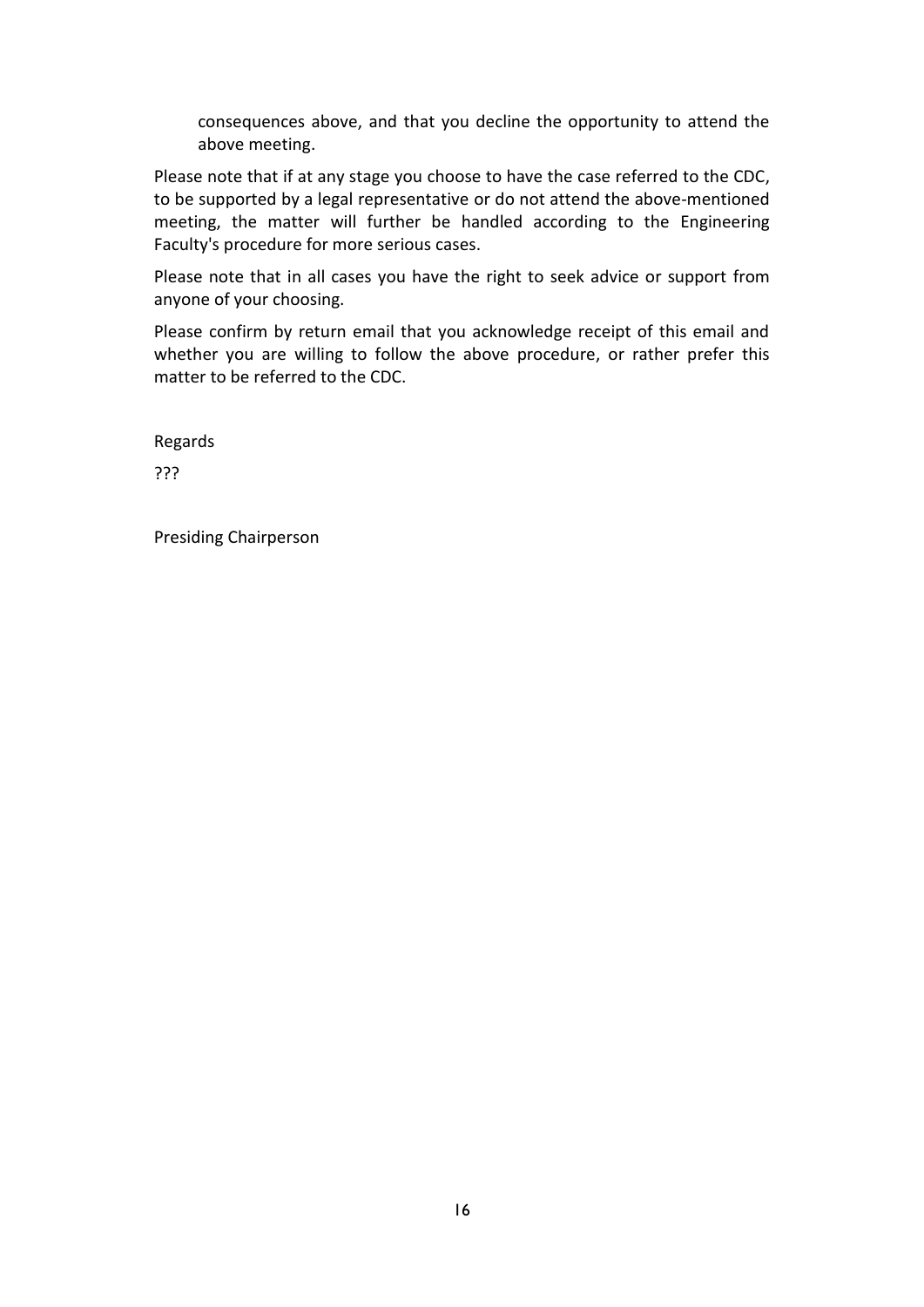consequences above, and that you decline the opportunity to attend the above meeting.

Please note that if at any stage you choose to have the case referred to the CDC, to be supported by a legal representative or do not attend the above-mentioned meeting, the matter will further be handled according to the Engineering Faculty's procedure for more serious cases.

Please note that in all cases you have the right to seek advice or support from anyone of your choosing.

Please confirm by return email that you acknowledge receipt of this email and whether you are willing to follow the above procedure, or rather prefer this matter to be referred to the CDC.

Regards

???

Presiding Chairperson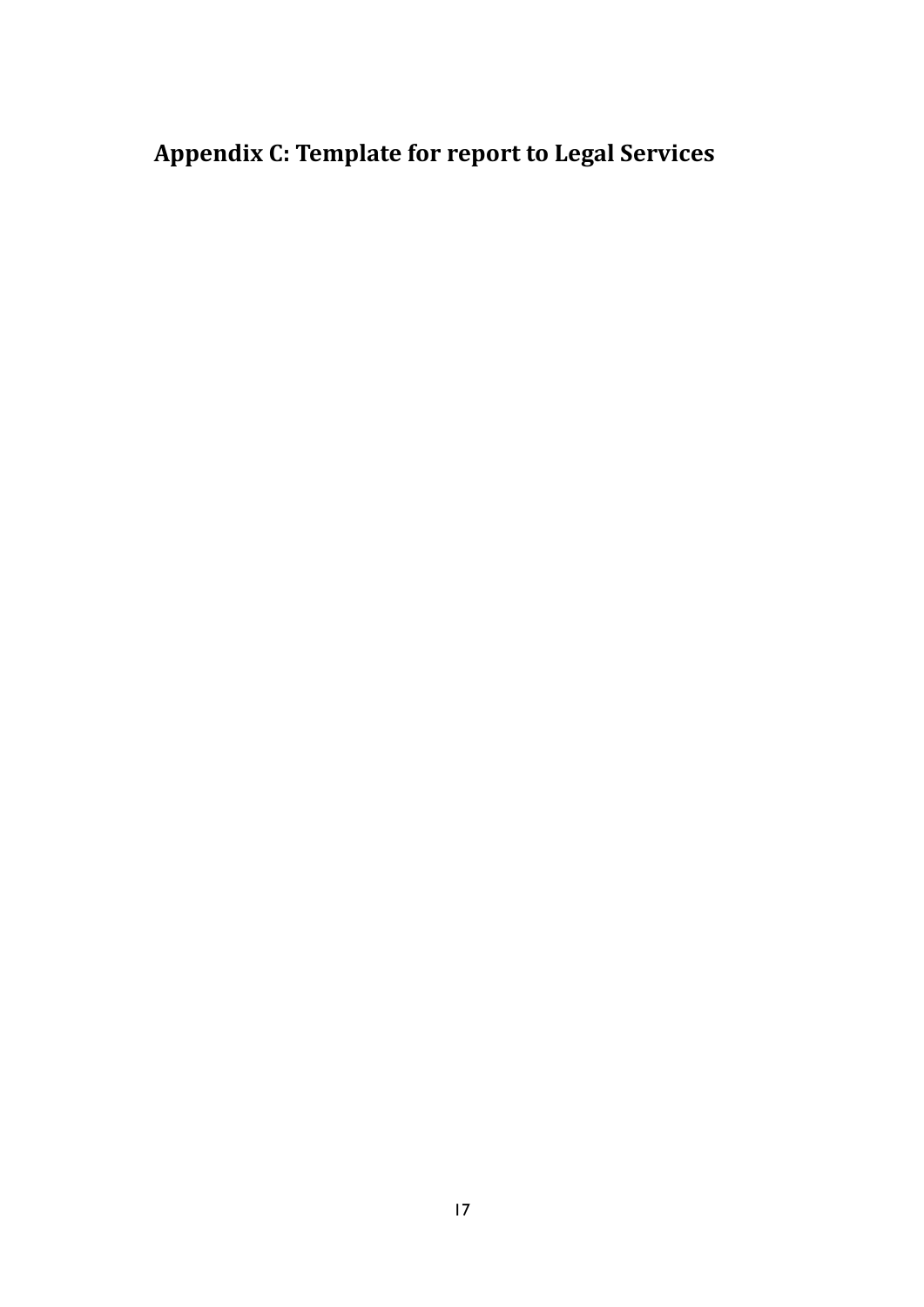## Appendix C: Template for report to Legal Services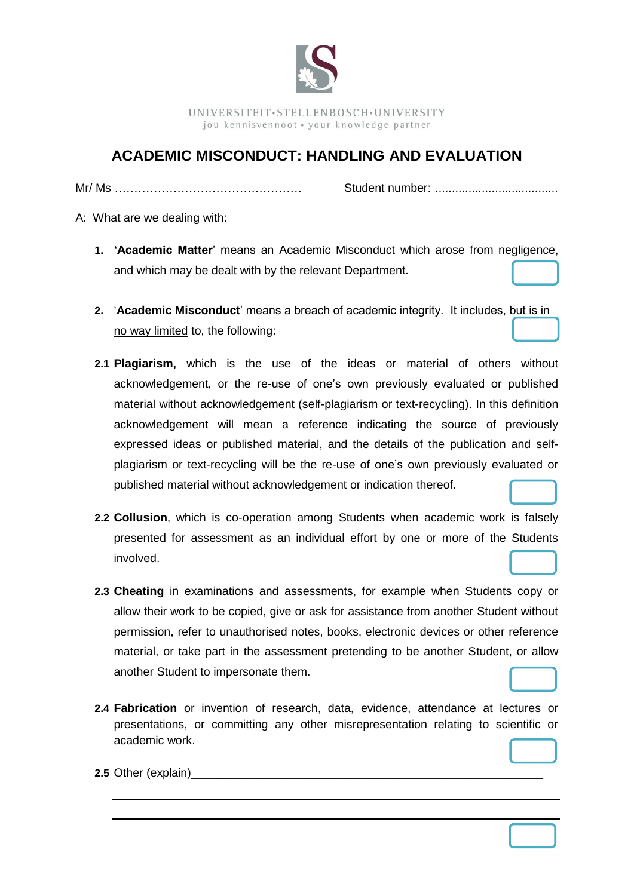UNIVERSITEIT•STELLENBOSCH•UNIVERSITY
jou kennisvennoot • your knowledge partner

# ACADEMIC MISCONDUCT: HANDLING AND EVALUATION

Mr/ Ms …………………………………………  Student number: ....................................

A: What are we dealing with:

**1.** **'Academic Matter'** means an Academic Misconduct which arose from negligence, and which may be dealt with by the relevant Department. ☐

**2.** '**Academic Misconduct**' means a breach of academic integrity. It includes, but is in no way limited to, the following: ☐

**2.1** **Plagiarism,** which is the use of the ideas or material of others without acknowledgement, or the re-use of one's own previously evaluated or published material without acknowledgement (self-plagiarism or text-recycling). In this definition acknowledgement will mean a reference indicating the source of previously expressed ideas or published material, and the details of the publication and self-plagiarism or text-recycling will be the re-use of one's own previously evaluated or published material without acknowledgement or indication thereof. ☐

**2.2** **Collusion**, which is co-operation among Students when academic work is falsely presented for assessment as an individual effort by one or more of the Students involved. ☐

**2.3** **Cheating** in examinations and assessments, for example when Students copy or allow their work to be copied, give or ask for assistance from another Student without permission, refer to unauthorised notes, books, electronic devices or other reference material, or take part in the assessment pretending to be another Student, or allow another Student to impersonate them. ☐

**2.4** **Fabrication** or invention of research, data, evidence, attendance at lectures or presentations, or committing any other misrepresentation relating to scientific or academic work. ☐

**2.5** Other (explain)________________________________________________________

______________________________________________________________________

______________________________________________________________________ ☐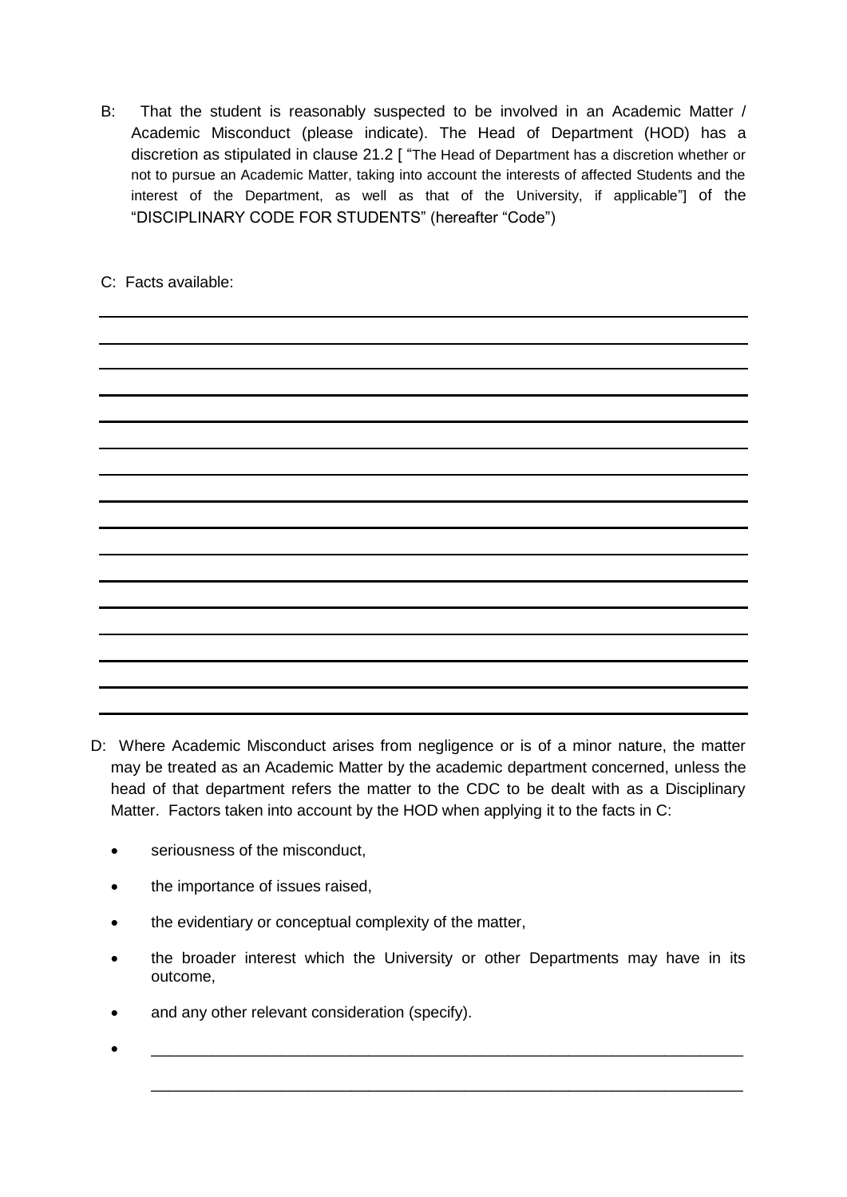B: That the student is reasonably suspected to be involved in an Academic Matter / Academic Misconduct (please indicate). The Head of Department (HOD) has a discretion as stipulated in clause 21.2 [ "The Head of Department has a discretion whether or not to pursue an Academic Matter, taking into account the interests of affected Students and the interest of the Department, as well as that of the University, if applicable"] of the "DISCIPLINARY CODE FOR STUDENTS" (hereafter "Code")

C: Facts available:

_______________________________________________________________________

_______________________________________________________________________

_______________________________________________________________________

_______________________________________________________________________

_______________________________________________________________________

_______________________________________________________________________

_______________________________________________________________________

_______________________________________________________________________

_______________________________________________________________________

_______________________________________________________________________

_______________________________________________________________________

_______________________________________________________________________

_______________________________________________________________________

_______________________________________________________________________

_______________________________________________________________________

D: Where Academic Misconduct arises from negligence or is of a minor nature, the matter may be treated as an Academic Matter by the academic department concerned, unless the head of that department refers the matter to the CDC to be dealt with as a Disciplinary Matter. Factors taken into account by the HOD when applying it to the facts in C:

- seriousness of the misconduct,
- the importance of issues raised,
- the evidentiary or conceptual complexity of the matter,
- the broader interest which the University or other Departments may have in its outcome,
- and any other relevant consideration (specify).
- _______________________________________________________________________

  _______________________________________________________________________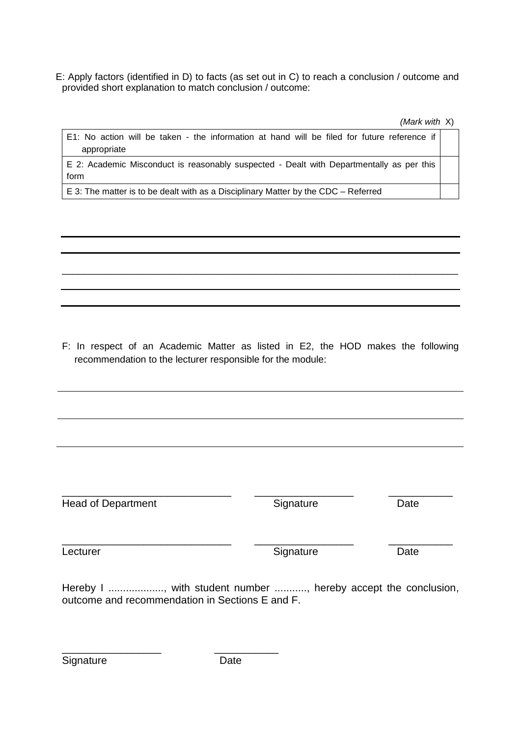E: Apply factors (identified in D) to facts (as set out in C) to reach a conclusion / outcome and provided short explanation to match conclusion / outcome:

*(Mark with* X)

| | |
|---|---|
| E1: No action will be taken - the information at hand will be filed for future reference if appropriate | |
| E 2: Academic Misconduct is reasonably suspected - Dealt with Departmentally as per this form | |
| E 3: The matter is to be dealt with as a Disciplinary Matter by the CDC – Referred | |

______________________________________________________________________________

______________________________________________________________________________

______________________________________________________________________________

______________________________________________________________________________

______________________________________________________________________________

F: In respect of an Academic Matter as listed in E2, the HOD makes the following recommendation to the lecturer responsible for the module:

______________________________________________________________________________

______________________________________________________________________________

______________________________________________________________________________

_____________________________ _________________ ___________
Head of Department Signature Date

_____________________________ _________________ ___________
Lecturer Signature Date

Hereby I ..................., with student number ..........., hereby accept the conclusion, outcome and recommendation in Sections E and F.

_________________ ___________
Signature Date